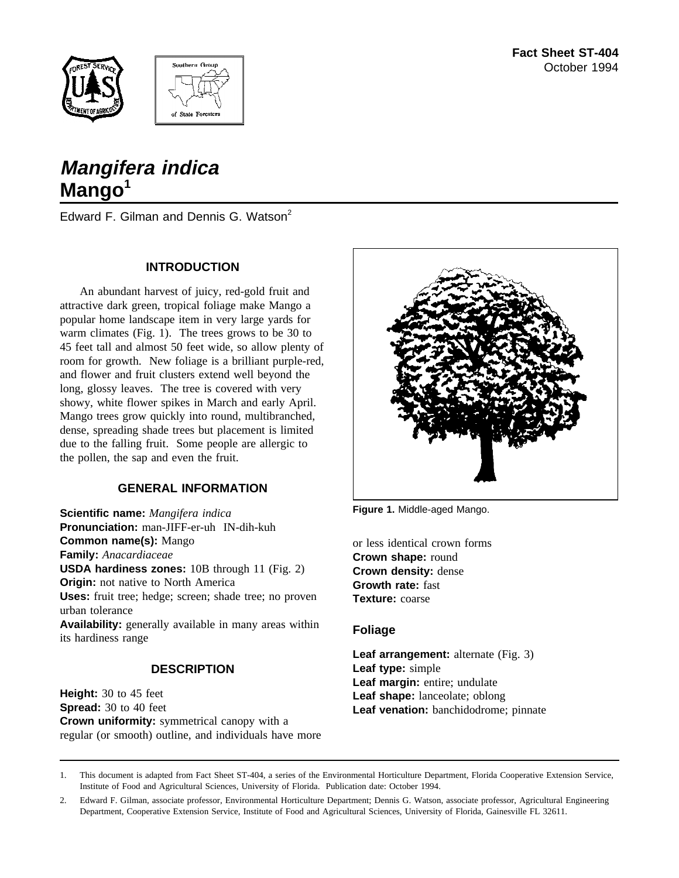Fact Sheet ST-404
October 1994

# *Mangifera indica*
# Mango[1]

Edward F. Gilman and Dennis G. Watson[2]

## INTRODUCTION

An abundant harvest of juicy, red-gold fruit and attractive dark green, tropical foliage make Mango a popular home landscape item in very large yards for warm climates (Fig. 1). The trees grows to be 30 to 45 feet tall and almost 50 feet wide, so allow plenty of room for growth. New foliage is a brilliant purple-red, and flower and fruit clusters extend well beyond the long, glossy leaves. The tree is covered with very showy, white flower spikes in March and early April. Mango trees grow quickly into round, multibranched, dense, spreading shade trees but placement is limited due to the falling fruit. Some people are allergic to the pollen, the sap and even the fruit.

Figure 1. Middle-aged Mango.

## GENERAL INFORMATION

**Scientific name:** *Mangifera indica*
**Pronunciation:** man-JIFF-er-uh IN-dih-kuh
**Common name(s):** Mango
**Family:** *Anacardiaceae*
**USDA hardiness zones:** 10B through 11 (Fig. 2)
**Origin:** not native to North America
**Uses:** fruit tree; hedge; screen; shade tree; no proven urban tolerance
**Availability:** generally available in many areas within its hardiness range

## DESCRIPTION

**Height:** 30 to 45 feet
**Spread:** 30 to 40 feet
**Crown uniformity:** symmetrical canopy with a regular (or smooth) outline, and individuals have more or less identical crown forms
**Crown shape:** round
**Crown density:** dense
**Growth rate:** fast
**Texture:** coarse

### Foliage

**Leaf arrangement:** alternate (Fig. 3)
**Leaf type:** simple
**Leaf margin:** entire; undulate
**Leaf shape:** lanceolate; oblong
**Leaf venation:** banchidodrome; pinnate

---

1. This document is adapted from Fact Sheet ST-404, a series of the Environmental Horticulture Department, Florida Cooperative Extension Service, Institute of Food and Agricultural Sciences, University of Florida. Publication date: October 1994.

2. Edward F. Gilman, associate professor, Environmental Horticulture Department; Dennis G. Watson, associate professor, Agricultural Engineering Department, Cooperative Extension Service, Institute of Food and Agricultural Sciences, University of Florida, Gainesville FL 32611.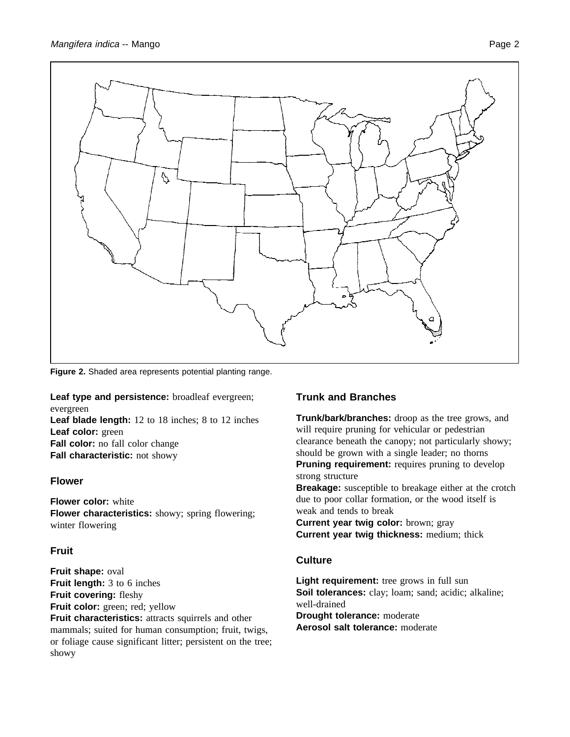Figure 2. Shaded area represents potential planting range.

**Leaf type and persistence:** broadleaf evergreen; evergreen
**Leaf blade length:** 12 to 18 inches; 8 to 12 inches
**Leaf color:** green
**Fall color:** no fall color change
**Fall characteristic:** not showy

## Flower

**Flower color:** white
**Flower characteristics:** showy; spring flowering; winter flowering

## Fruit

**Fruit shape:** oval
**Fruit length:** 3 to 6 inches
**Fruit covering:** fleshy
**Fruit color:** green; red; yellow
**Fruit characteristics:** attracts squirrels and other mammals; suited for human consumption; fruit, twigs, or foliage cause significant litter; persistent on the tree; showy

## Trunk and Branches

**Trunk/bark/branches:** droop as the tree grows, and will require pruning for vehicular or pedestrian clearance beneath the canopy; not particularly showy; should be grown with a single leader; no thorns
**Pruning requirement:** requires pruning to develop strong structure
**Breakage:** susceptible to breakage either at the crotch due to poor collar formation, or the wood itself is weak and tends to break
**Current year twig color:** brown; gray
**Current year twig thickness:** medium; thick

## Culture

**Light requirement:** tree grows in full sun
**Soil tolerances:** clay; loam; sand; acidic; alkaline; well-drained
**Drought tolerance:** moderate
**Aerosol salt tolerance:** moderate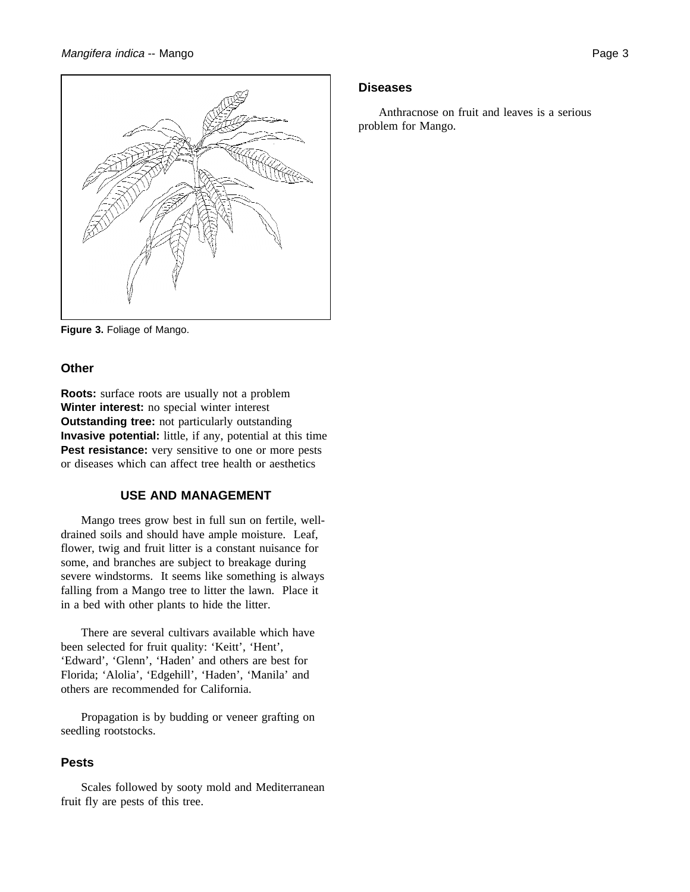**Figure 3.** Foliage of Mango.

## Other

**Roots:** surface roots are usually not a problem
**Winter interest:** no special winter interest
**Outstanding tree:** not particularly outstanding
**Invasive potential:** little, if any, potential at this time
**Pest resistance:** very sensitive to one or more pests or diseases which can affect tree health or aesthetics

## USE AND MANAGEMENT

Mango trees grow best in full sun on fertile, well-drained soils and should have ample moisture. Leaf, flower, twig and fruit litter is a constant nuisance for some, and branches are subject to breakage during severe windstorms. It seems like something is always falling from a Mango tree to litter the lawn. Place it in a bed with other plants to hide the litter.

There are several cultivars available which have been selected for fruit quality: 'Keitt', 'Hent', 'Edward', 'Glenn', 'Haden' and others are best for Florida; 'Alolia', 'Edgehill', 'Haden', 'Manila' and others are recommended for California.

Propagation is by budding or veneer grafting on seedling rootstocks.

## Pests

Scales followed by sooty mold and Mediterranean fruit fly are pests of this tree.

## Diseases

Anthracnose on fruit and leaves is a serious problem for Mango.